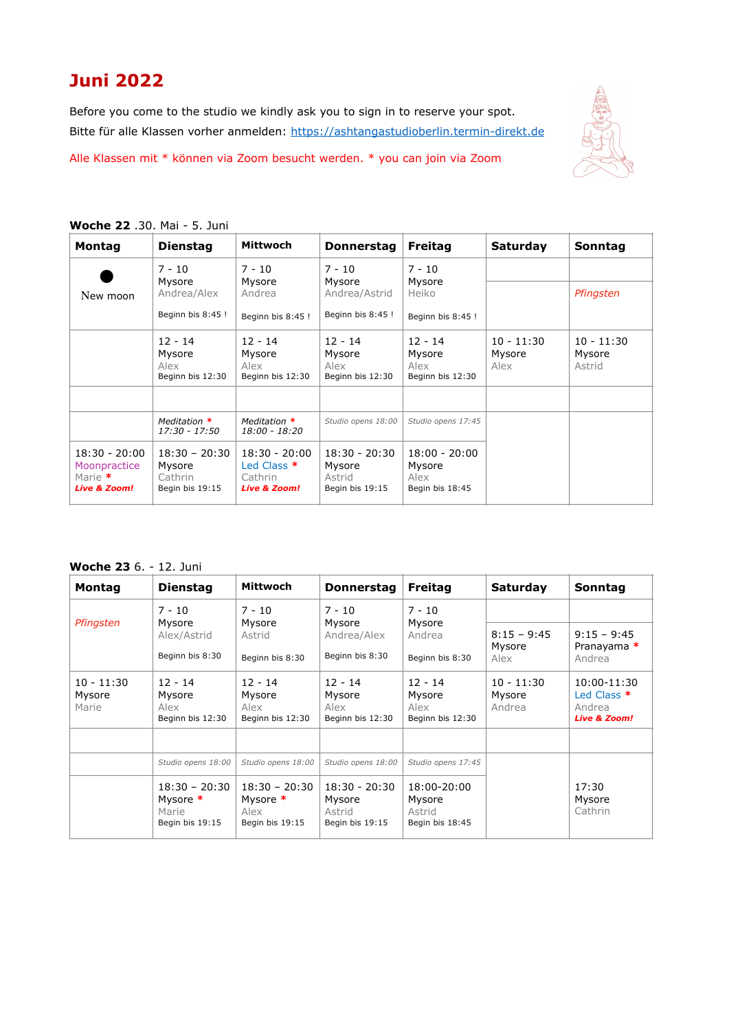# Juni 2022

Before you come to the studio we kindly ask you to sign in to reserve your spot.
Bitte für alle Klassen vorher anmelden: https://ashtangastudioberlin.termin-direkt.de

Alle Klassen mit * können via Zoom besucht werden. * you can join via Zoom

**Woche 22** .30. Mai - 5. Juni

| Montag | Dienstag | Mittwoch | Donnerstag | Freitag | Saturday | Sonntag |
|---|---|---|---|---|---|---|
| ● New moon | 7 - 10 Mysore Andrea/Alex Beginn bis 8:45 ! | 7 - 10 Mysore Andrea Beginn bis 8:45 ! | 7 - 10 Mysore Andrea/Astrid Beginn bis 8:45 ! | 7 - 10 Mysore Heiko Beginn bis 8:45 ! | | *Pfingsten* |
| | 12 - 14 Mysore Alex Beginn bis 12:30 | 12 - 14 Mysore Alex Beginn bis 12:30 | 12 - 14 Mysore Alex Beginn bis 12:30 | 12 - 14 Mysore Alex Beginn bis 12:30 | 10 - 11:30 Mysore Alex | 10 - 11:30 Mysore Astrid |
| | | | | | | |
| | *Meditation* * *17:30 - 17:50* | *Meditation* * *18:00 - 18:20* | *Studio opens 18:00* | *Studio opens 17:45* | | |
| 18:30 - 20:00 Moonpractice Marie * ***Live & Zoom!*** | 18:30 – 20:30 Mysore Cathrin Begin bis 19:15 | 18:30 - 20:00 Led Class * Cathrin ***Live & Zoom!*** | 18:30 - 20:30 Mysore Astrid Beginn bis 19:15 | 18:00 - 20:00 Mysore Alex Beginn bis 18:45 | | |

**Woche 23** 6. - 12. Juni

| Montag | Dienstag | Mittwoch | Donnerstag | Freitag | Saturday | Sonntag |
|---|---|---|---|---|---|---|
| *Pfingsten* | 7 - 10 Mysore Alex/Astrid Beginn bis 8:30 | 7 - 10 Mysore Astrid Beginn bis 8:30 | 7 - 10 Mysore Andrea/Alex Beginn bis 8:30 | 7 - 10 Mysore Andrea Beginn bis 8:30 | 8:15 – 9:45 Mysore Alex | 9:15 – 9:45 Pranayama * Andrea |
| 10 - 11:30 Mysore Marie | 12 - 14 Mysore Alex Beginn bis 12:30 | 12 - 14 Mysore Alex Beginn bis 12:30 | 12 - 14 Mysore Alex Beginn bis 12:30 | 12 - 14 Mysore Alex Beginn bis 12:30 | 10 - 11:30 Mysore Andrea | 10:00-11:30 Led Class * Andrea ***Live & Zoom!*** |
| | | | | | | |
| | *Studio opens 18:00* | *Studio opens 18:00* | *Studio opens 18:00* | *Studio opens 17:45* | | |
| | 18:30 – 20:30 Mysore * Marie Begin bis 19:15 | 18:30 – 20:30 Mysore * Alex Begin bis 19:15 | 18:30 - 20:30 Mysore Astrid Begin bis 19:15 | 18:00-20:00 Mysore Astrid Begin bis 18:45 | | 17:30 Mysore Cathrin |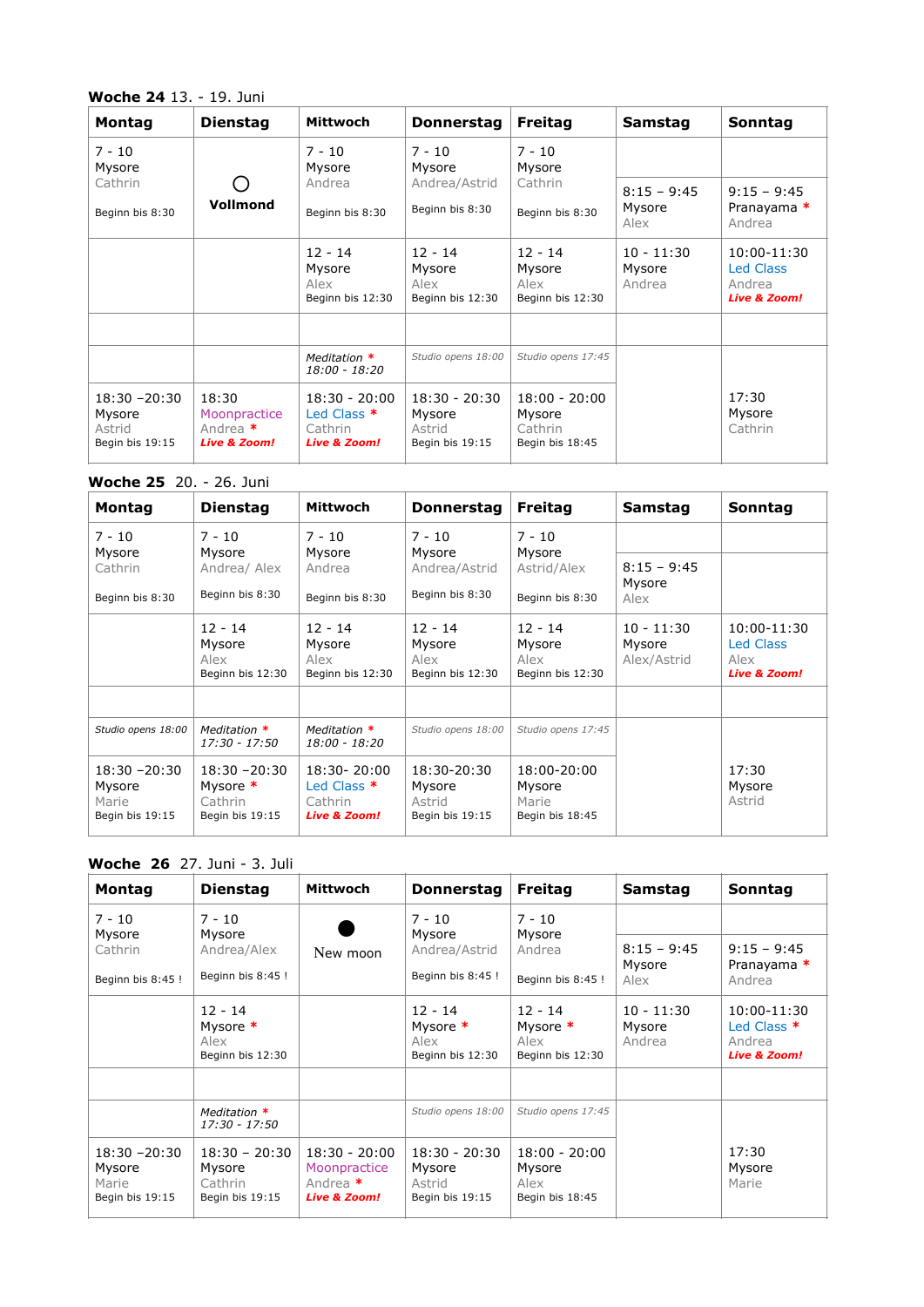**Woche 24** 13. - 19. Juni

| Montag | Dienstag | Mittwoch | Donnerstag | Freitag | Samstag | Sonntag |
|---|---|---|---|---|---|---|
| 7 - 10 Mysore Cathrin Beginn bis 8:30 | ○ **Vollmond** | 7 - 10 Mysore Andrea Beginn bis 8:30 | 7 - 10 Mysore Andrea/Astrid Beginn bis 8:30 | 7 - 10 Mysore Cathrin Beginn bis 8:30 | 8:15 – 9:45 Mysore Alex | 9:15 – 9:45 Pranayama * Andrea |
| | | 12 - 14 Mysore Alex Beginn bis 12:30 | 12 - 14 Mysore Alex Beginn bis 12:30 | 12 - 14 Mysore Alex Beginn bis 12:30 | 10 - 11:30 Mysore Andrea | 10:00-11:30 Led Class Andrea ***Live & Zoom!*** |
| | | | | | | |
| | | *Meditation * 18:00 - 18:20* | *Studio opens 18:00* | *Studio opens 17:45* | | |
| 18:30 –20:30 Mysore Astrid Begin bis 19:15 | 18:30 Moonpractice Andrea * ***Live & Zoom!*** | 18:30 - 20:00 Led Class * Cathrin ***Live & Zoom!*** | 18:30 - 20:30 Mysore Astrid Begin bis 19:15 | 18:00 - 20:00 Mysore Cathrin Begin bis 18:45 | | 17:30 Mysore Cathrin |

**Woche 25** 20. - 26. Juni

| Montag | Dienstag | Mittwoch | Donnerstag | Freitag | Samstag | Sonntag |
|---|---|---|---|---|---|---|
| 7 - 10 Mysore Cathrin Beginn bis 8:30 | 7 - 10 Mysore Andrea/ Alex Beginn bis 8:30 | 7 - 10 Mysore Andrea Beginn bis 8:30 | 7 - 10 Mysore Andrea/Astrid Beginn bis 8:30 | 7 - 10 Mysore Astrid/Alex Beginn bis 8:30 | 8:15 – 9:45 Mysore Alex | |
| | 12 - 14 Mysore Alex Beginn bis 12:30 | 12 - 14 Mysore Alex Beginn bis 12:30 | 12 - 14 Mysore Alex Beginn bis 12:30 | 12 - 14 Mysore Alex Beginn bis 12:30 | 10 - 11:30 Mysore Alex/Astrid | 10:00-11:30 Led Class Alex ***Live & Zoom!*** |
| | | | | | | |
| *Studio opens 18:00* | *Meditation * 17:30 - 17:50* | *Meditation * 18:00 - 18:20* | *Studio opens 18:00* | *Studio opens 17:45* | | |
| 18:30 –20:30 Mysore Marie Begin bis 19:15 | 18:30 –20:30 Mysore * Cathrin Begin bis 19:15 | 18:30- 20:00 Led Class * Cathrin ***Live & Zoom!*** | 18:30-20:30 Mysore Astrid Begin bis 19:15 | 18:00-20:00 Mysore Marie Begin bis 18:45 | | 17:30 Mysore Astrid |

**Woche 26** 27. Juni - 3. Juli

| Montag | Dienstag | Mittwoch | Donnerstag | Freitag | Samstag | Sonntag |
|---|---|---|---|---|---|---|
| 7 - 10 Mysore Cathrin Beginn bis 8:45 ! | 7 - 10 Mysore Andrea/Alex Beginn bis 8:45 ! | ● New moon | 7 - 10 Mysore Andrea/Astrid Beginn bis 8:45 ! | 7 - 10 Mysore Andrea Beginn bis 8:45 ! | 8:15 – 9:45 Mysore Alex | 9:15 – 9:45 Pranayama * Andrea |
| | 12 - 14 Mysore * Alex Beginn bis 12:30 | | 12 - 14 Mysore * Alex Beginn bis 12:30 | 12 - 14 Mysore * Alex Beginn bis 12:30 | 10 - 11:30 Mysore Andrea | 10:00-11:30 Led Class * Andrea ***Live & Zoom!*** |
| | | | | | | |
| | *Meditation * 17:30 - 17:50* | | *Studio opens 18:00* | *Studio opens 17:45* | | |
| 18:30 –20:30 Mysore Marie Begin bis 19:15 | 18:30 – 20:30 Mysore Cathrin Begin bis 19:15 | 18:30 - 20:00 Moonpractice Andrea * ***Live & Zoom!*** | 18:30 - 20:30 Mysore Astrid Begin bis 19:15 | 18:00 - 20:00 Mysore Alex Begin bis 18:45 | | 17:30 Mysore Marie |